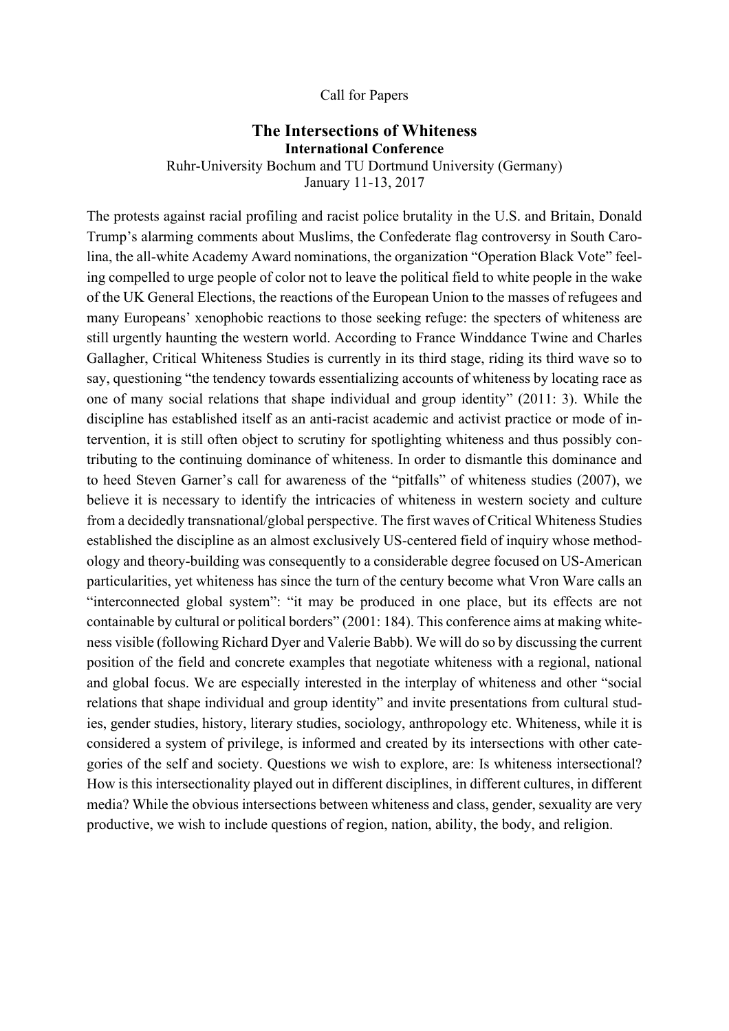Call for Papers

# The Intersections of Whiteness

**International Conference**

Ruhr-University Bochum and TU Dortmund University (Germany)

January 11-13, 2017

The protests against racial profiling and racist police brutality in the U.S. and Britain, Donald Trump's alarming comments about Muslims, the Confederate flag controversy in South Carolina, the all-white Academy Award nominations, the organization "Operation Black Vote" feeling compelled to urge people of color not to leave the political field to white people in the wake of the UK General Elections, the reactions of the European Union to the masses of refugees and many Europeans' xenophobic reactions to those seeking refuge: the specters of whiteness are still urgently haunting the western world. According to France Winddance Twine and Charles Gallagher, Critical Whiteness Studies is currently in its third stage, riding its third wave so to say, questioning "the tendency towards essentializing accounts of whiteness by locating race as one of many social relations that shape individual and group identity" (2011: 3). While the discipline has established itself as an anti-racist academic and activist practice or mode of intervention, it is still often object to scrutiny for spotlighting whiteness and thus possibly contributing to the continuing dominance of whiteness. In order to dismantle this dominance and to heed Steven Garner's call for awareness of the "pitfalls" of whiteness studies (2007), we believe it is necessary to identify the intricacies of whiteness in western society and culture from a decidedly transnational/global perspective. The first waves of Critical Whiteness Studies established the discipline as an almost exclusively US-centered field of inquiry whose methodology and theory-building was consequently to a considerable degree focused on US-American particularities, yet whiteness has since the turn of the century become what Vron Ware calls an "interconnected global system": "it may be produced in one place, but its effects are not containable by cultural or political borders" (2001: 184). This conference aims at making whiteness visible (following Richard Dyer and Valerie Babb). We will do so by discussing the current position of the field and concrete examples that negotiate whiteness with a regional, national and global focus. We are especially interested in the interplay of whiteness and other "social relations that shape individual and group identity" and invite presentations from cultural studies, gender studies, history, literary studies, sociology, anthropology etc. Whiteness, while it is considered a system of privilege, is informed and created by its intersections with other categories of the self and society. Questions we wish to explore, are: Is whiteness intersectional? How is this intersectionality played out in different disciplines, in different cultures, in different media? While the obvious intersections between whiteness and class, gender, sexuality are very productive, we wish to include questions of region, nation, ability, the body, and religion.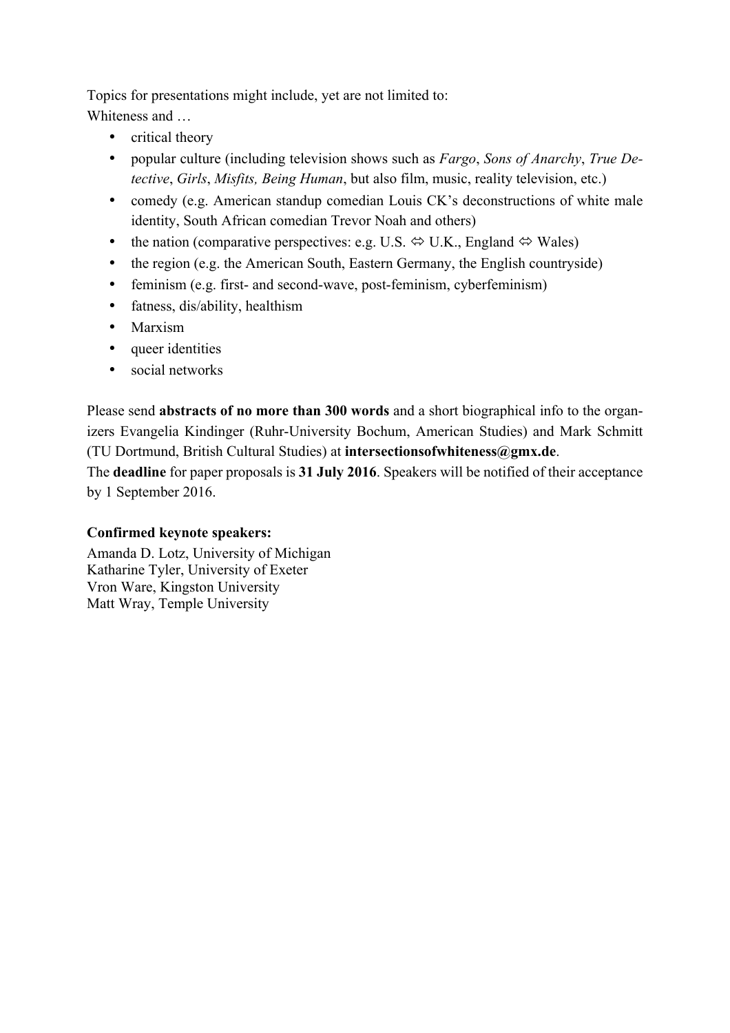Topics for presentations might include, yet are not limited to:
Whiteness and …

- critical theory
- popular culture (including television shows such as *Fargo*, *Sons of Anarchy*, *True Detective*, *Girls*, *Misfits, Being Human*, but also film, music, reality television, etc.)
- comedy (e.g. American standup comedian Louis CK's deconstructions of white male identity, South African comedian Trevor Noah and others)
- the nation (comparative perspectives: e.g. U.S. ⇔ U.K., England ⇔ Wales)
- the region (e.g. the American South, Eastern Germany, the English countryside)
- feminism (e.g. first- and second-wave, post-feminism, cyberfeminism)
- fatness, dis/ability, healthism
- Marxism
- queer identities
- social networks

Please send **abstracts of no more than 300 words** and a short biographical info to the organizers Evangelia Kindinger (Ruhr-University Bochum, American Studies) and Mark Schmitt (TU Dortmund, British Cultural Studies) at **intersectionsofwhiteness@gmx.de**.
The **deadline** for paper proposals is **31 July 2016**. Speakers will be notified of their acceptance by 1 September 2016.

**Confirmed keynote speakers:**
Amanda D. Lotz, University of Michigan
Katharine Tyler, University of Exeter
Vron Ware, Kingston University
Matt Wray, Temple University